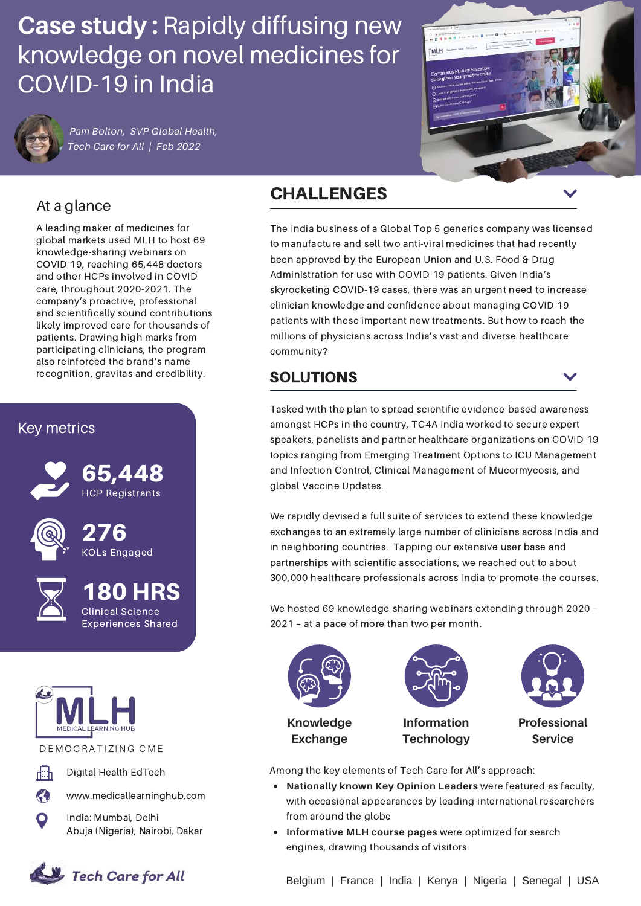# **Case study :** Rapidly diffusing new knowledge on novel medicines for COVID-19 in India

*Pam Bolton, SVP Global Health, Tech Care for All | Feb 2022*

## At a glance

A leading maker of medicines for global markets used MLH to host 69 knowledge-sharing webinars on COVID-19, reaching 65,448 doctors and other HCPs involved in COVID care, throughout 2020-2021. The company's proactive, professional and scientifically sound contributions likely improved care for thousands of patients. Drawing high marks from participating clinicians, the program also reinforced the brand's name recognition, gravitas and credibility.

## Key metrics

**65,448**
HCP Registrants

**276**
KOLs Engaged

**180 HRS**
Clinical Science Experiences Shared

MLH
MEDICAL LEARNING HUB
DEMOCRATIZING CME

Digital Health EdTech

www.medicallearninghub.com

India: Mumbai, Delhi
Abuja (Nigeria), Nairobi, Dakar

Tech Care for All

## CHALLENGES

The India business of a Global Top 5 generics company was licensed to manufacture and sell two anti-viral medicines that had recently been approved by the European Union and U.S. Food & Drug Administration for use with COVID-19 patients. Given India's skyrocketing COVID-19 cases, there was an urgent need to increase clinician knowledge and confidence about managing COVID-19 patients with these important new treatments. But how to reach the millions of physicians across India's vast and diverse healthcare community?

## SOLUTIONS

Tasked with the plan to spread scientific evidence-based awareness amongst HCPs in the country, TC4A India worked to secure expert speakers, panelists and partner healthcare organizations on COVID-19 topics ranging from Emerging Treatment Options to ICU Management and Infection Control, Clinical Management of Mucormycosis, and global Vaccine Updates.

We rapidly devised a full suite of services to extend these knowledge exchanges to an extremely large number of clinicians across India and in neighboring countries. Tapping our extensive user base and partnerships with scientific associations, we reached out to about 300,000 healthcare professionals across India to promote the courses.

We hosted 69 knowledge-sharing webinars extending through 2020 – 2021 – at a pace of more than two per month.

**Knowledge Exchange** | **Information Technology** | **Professional Service**

Among the key elements of Tech Care for All's approach:

- **Nationally known Key Opinion Leaders** were featured as faculty, with occasional appearances by leading international researchers from around the globe
- **Informative MLH course pages** were optimized for search engines, drawing thousands of visitors

Belgium | France | India | Kenya | Nigeria | Senegal | USA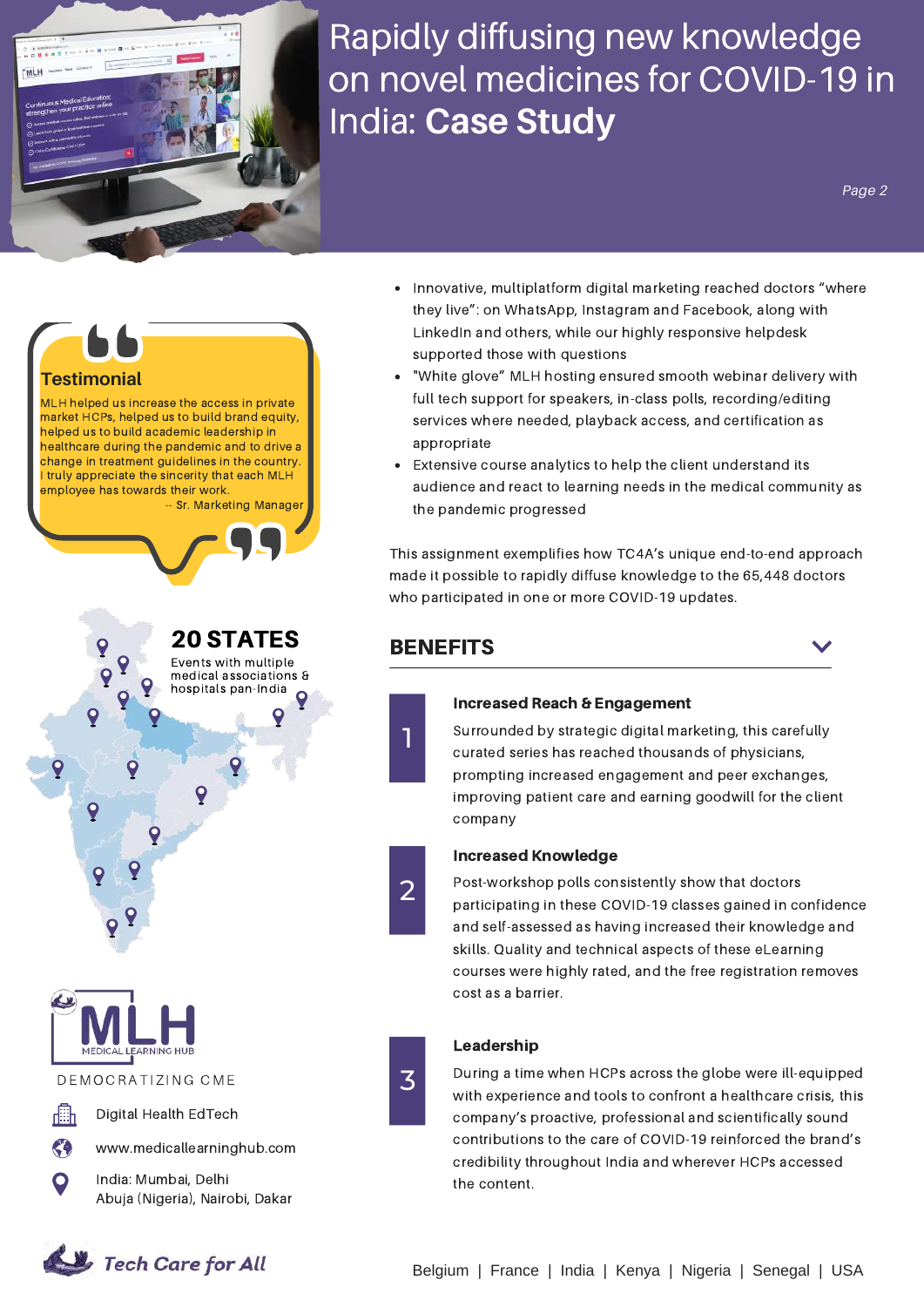# Rapidly diffusing new knowledge on novel medicines for COVID-19 in India: **Case Study**

### Testimonial

MLH helped us increase the access in private market HCPs, helped us to build brand equity, helped us to build academic leadership in healthcare during the pandemic and to drive a change in treatment guidelines in the country. I truly appreciate the sincerity that each MLH employee has towards their work.

-- Sr. Marketing Manager

**20 STATES**

Events with multiple medical associations & hospitals pan-India

- Innovative, multiplatform digital marketing reached doctors "where they live": on WhatsApp, Instagram and Facebook, along with LinkedIn and others, while our highly responsive helpdesk supported those with questions
- "White glove" MLH hosting ensured smooth webinar delivery with full tech support for speakers, in-class polls, recording/editing services where needed, playback access, and certification as appropriate
- Extensive course analytics to help the client understand its audience and react to learning needs in the medical community as the pandemic progressed

This assignment exemplifies how TC4A's unique end-to-end approach made it possible to rapidly diffuse knowledge to the 65,448 doctors who participated in one or more COVID-19 updates.

## BENEFITS

**1 Increased Reach & Engagement**

Surrounded by strategic digital marketing, this carefully curated series has reached thousands of physicians, prompting increased engagement and peer exchanges, improving patient care and earning goodwill for the client company

**2 Increased Knowledge**

Post-workshop polls consistently show that doctors participating in these COVID-19 classes gained in confidence and self-assessed as having increased their knowledge and skills. Quality and technical aspects of these eLearning courses were highly rated, and the free registration removes cost as a barrier.

**3 Leadership**

During a time when HCPs across the globe were ill-equipped with experience and tools to confront a healthcare crisis, this company's proactive, professional and scientifically sound contributions to the care of COVID-19 reinforced the brand's credibility throughout India and wherever HCPs accessed the content.

MLH MEDICAL LEARNING HUB

DEMOCRATIZING CME

Digital Health EdTech

www.medicallearninghub.com

India: Mumbai, Delhi
Abuja (Nigeria), Nairobi, Dakar

Tech Care for All

Belgium | France | India | Kenya | Nigeria | Senegal | USA